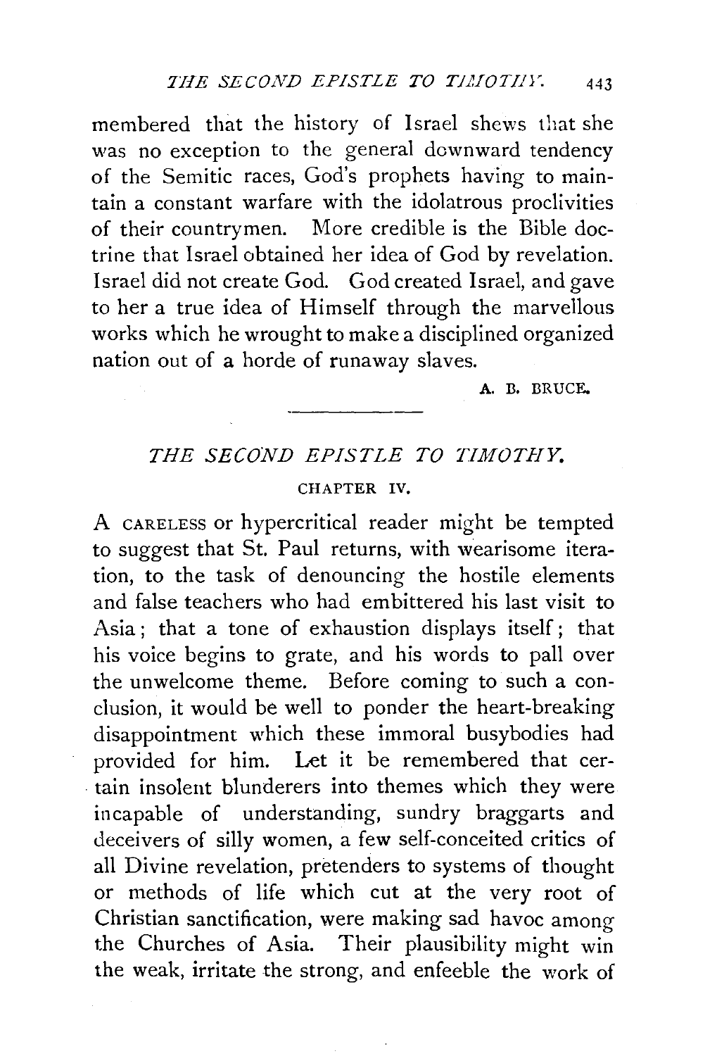membered that the history of Israel shews that she was no exception to the general downward tendency of the Semitic races, God's prophets having to maintain a constant warfare with the idolatrous proclivities of their countrymen. More credible is the Bible doctrine that Israel obtained her idea of God by revelation. Israel did not create God. God created Israel, and gave to her a true idea of Himself through the marvellous works which he wrought to make a disciplined organized nation out of a horde of runaway slaves.

A. B. BRUCE.

---

## *THE SECOND EPISTLE TO TIMOTHY.*

### CHAPTER IV.

A CARELESS or hypercritical reader might be tempted to suggest that St. Paul returns, with wearisome iteration, to the task of denouncing the hostile elements and false teachers who had embittered his last visit to Asia; that a tone of exhaustion displays itself; that his voice begins to grate, and his words to pall over the unwelcome theme. Before coming to such a conclusion, it would be well to ponder the heart-breaking disappointment which these immoral busybodies had provided for him. Let it be remembered that certain insolent blunderers into themes which they were incapable of understanding, sundry braggarts and deceivers of silly women, a few self-conceited critics of all Divine revelation, pretenders to systems of thought or methods of life which cut at the very root of Christian sanctification, were making sad havoc among the Churches of Asia. Their plausibility might win the weak, irritate the strong, and enfeeble the work of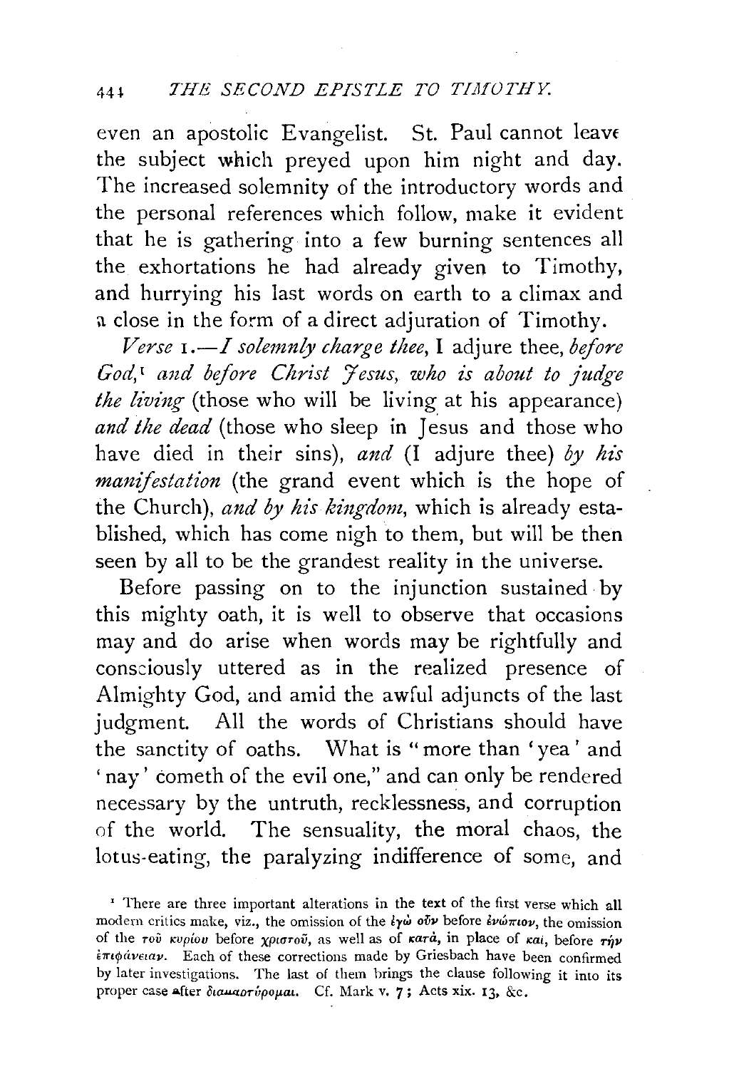even an apostolic Evangelist. St. Paul cannot leave the subject which preyed upon him night and day. The increased solemnity of the introductory words and the personal references which follow, make it evident that he is gathering into a few burning sentences all the exhortations he had already given to Timothy, and hurrying his last words on earth to a climax and a close in the form of a direct adjuration of Timothy.

*Verse* 1.—*I solemnly charge thee*, I adjure thee, *before God*,[1] *and before Christ Jesus, who is about to judge the living* (those who will be living at his appearance) *and the dead* (those who sleep in Jesus and those who have died in their sins), *and* (I adjure thee) *by his manifestation* (the grand event which is the hope of the Church), *and by his kingdom*, which is already established, which has come nigh to them, but will be then seen by all to be the grandest reality in the universe.

Before passing on to the injunction sustained by this mighty oath, it is well to observe that occasions may and do arise when words may be rightfully and consciously uttered as in the realized presence of Almighty God, and amid the awful adjuncts of the last judgment. All the words of Christians should have the sanctity of oaths. What is "more than 'yea' and 'nay' cometh of the evil one," and can only be rendered necessary by the untruth, recklessness, and corruption of the world. The sensuality, the moral chaos, the lotus-eating, the paralyzing indifference of some, and

[1] There are three important alterations in the text of the first verse which all modern critics make, viz., the omission of the ἐγὼ οὖν before ἐνώπιον, the omission of the τοῦ κυρίου before χριστοῦ, as well as of κατά, in place of καί, before τὴν ἐπιφάνειαν. Each of these corrections made by Griesbach have been confirmed by later investigations. The last of them brings the clause following it into its proper case after διαμαρτύρομαι. Cf. Mark v. 7; Acts xix. 13, &c.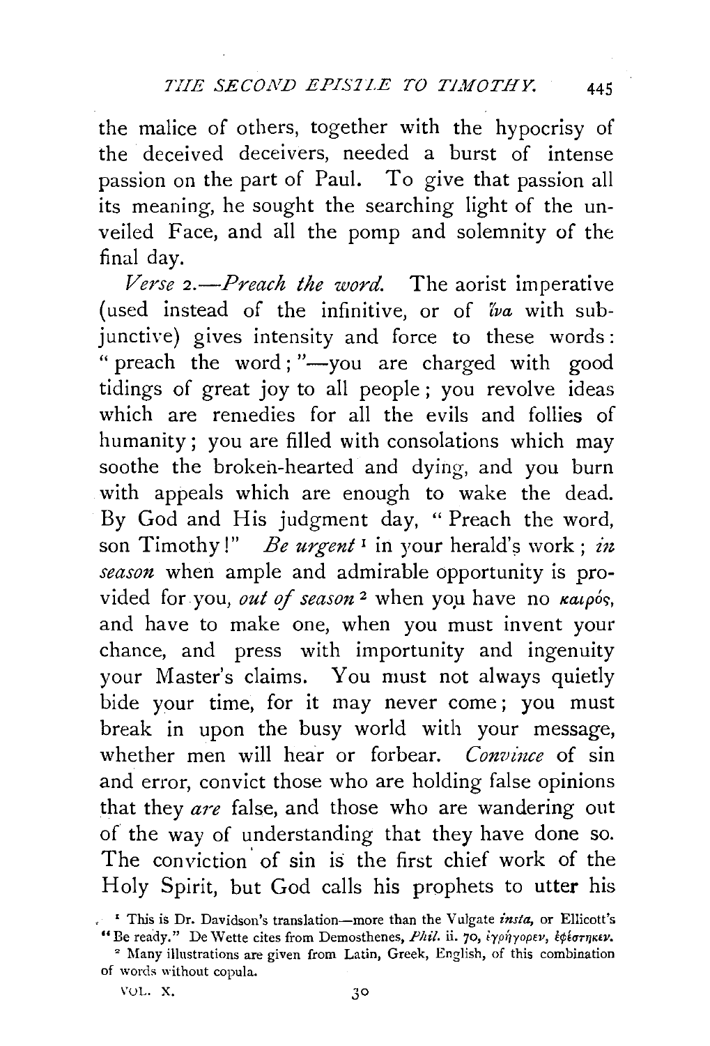the malice of others, together with the hypocrisy of the deceived deceivers, needed a burst of intense passion on the part of Paul. To give that passion all its meaning, he sought the searching light of the unveiled Face, and all the pomp and solemnity of the final day.

*Verse 2.—Preach the word.* The aorist imperative (used instead of the infinitive, or of ἵνα with subjunctive) gives intensity and force to these words: "preach the word;"—you are charged with good tidings of great joy to all people; you revolve ideas which are remedies for all the evils and follies of humanity; you are filled with consolations which may soothe the broken-hearted and dying, and you burn with appeals which are enough to wake the dead. By God and His judgment day, "Preach the word, son Timothy!" *Be urgent*[1] in your herald's work; *in season* when ample and admirable opportunity is provided for you, *out of season*[2] when you have no καιρός, and have to make one, when you must invent your chance, and press with importunity and ingenuity your Master's claims. You must not always quietly bide your time, for it may never come; you must break in upon the busy world with your message, whether men will hear or forbear. *Convince* of sin and error, convict those who are holding false opinions that they *are* false, and those who are wandering out of the way of understanding that they have done so. The conviction of sin is the first chief work of the Holy Spirit, but God calls his prophets to utter his

[1] This is Dr. Davidson's translation—more than the Vulgate *insta*, or Ellicott's "Be ready." De Wette cites from Demosthenes, *Phil.* ii. 70, ἐγρήγορεν, ἐφέστηκεν.

[2] Many illustrations are given from Latin, Greek, English, of this combination of words without copula.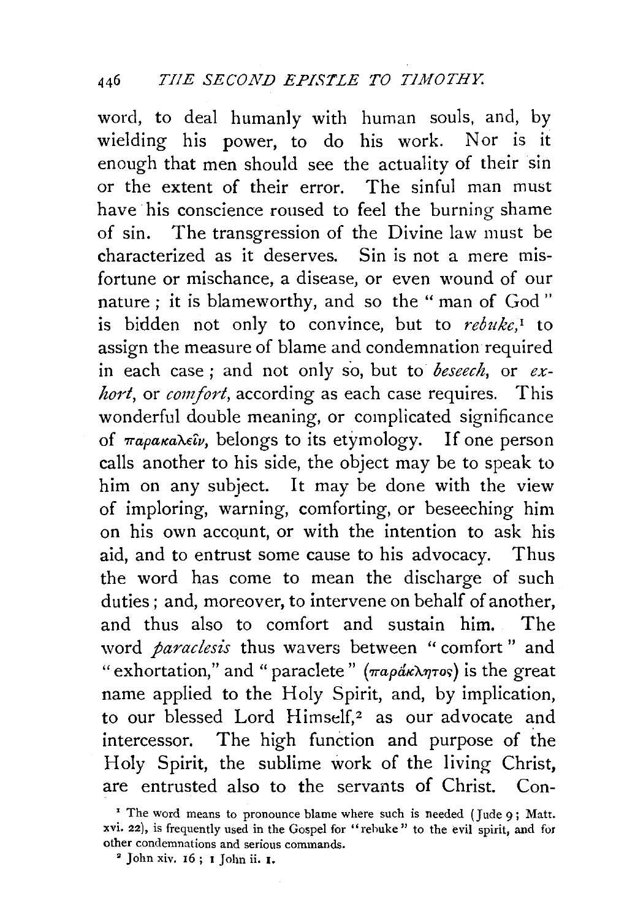word, to deal humanly with human souls, and, by wielding his power, to do his work. Nor is it enough that men should see the actuality of their sin or the extent of their error. The sinful man must have his conscience roused to feel the burning shame of sin. The transgression of the Divine law must be characterized as it deserves. Sin is not a mere misfortune or mischance, a disease, or even wound of our nature; it is blameworthy, and so the "man of God" is bidden not only to convince, but to *rebuke*,[1] to assign the measure of blame and condemnation required in each case; and not only so, but to *beseech*, or *exhort*, or *comfort*, according as each case requires. This wonderful double meaning, or complicated significance of παρακαλεῖν, belongs to its etymology. If one person calls another to his side, the object may be to speak to him on any subject. It may be done with the view of imploring, warning, comforting, or beseeching him on his own account, or with the intention to ask his aid, and to entrust some cause to his advocacy. Thus the word has come to mean the discharge of such duties; and, moreover, to intervene on behalf of another, and thus also to comfort and sustain him. The word *paraclesis* thus wavers between "comfort" and "exhortation," and "paraclete" (παράκλητος) is the great name applied to the Holy Spirit, and, by implication, to our blessed Lord Himself,[2] as our advocate and intercessor. The high function and purpose of the Holy Spirit, the sublime work of the living Christ, are entrusted also to the servants of Christ. Con-

[1] The word means to pronounce blame where such is needed (Jude 9; Matt. xvi. 22), is frequently used in the Gospel for "rebuke" to the evil spirit, and for other condemnations and serious commands.

[2] John xiv. 16; 1 John ii. 1.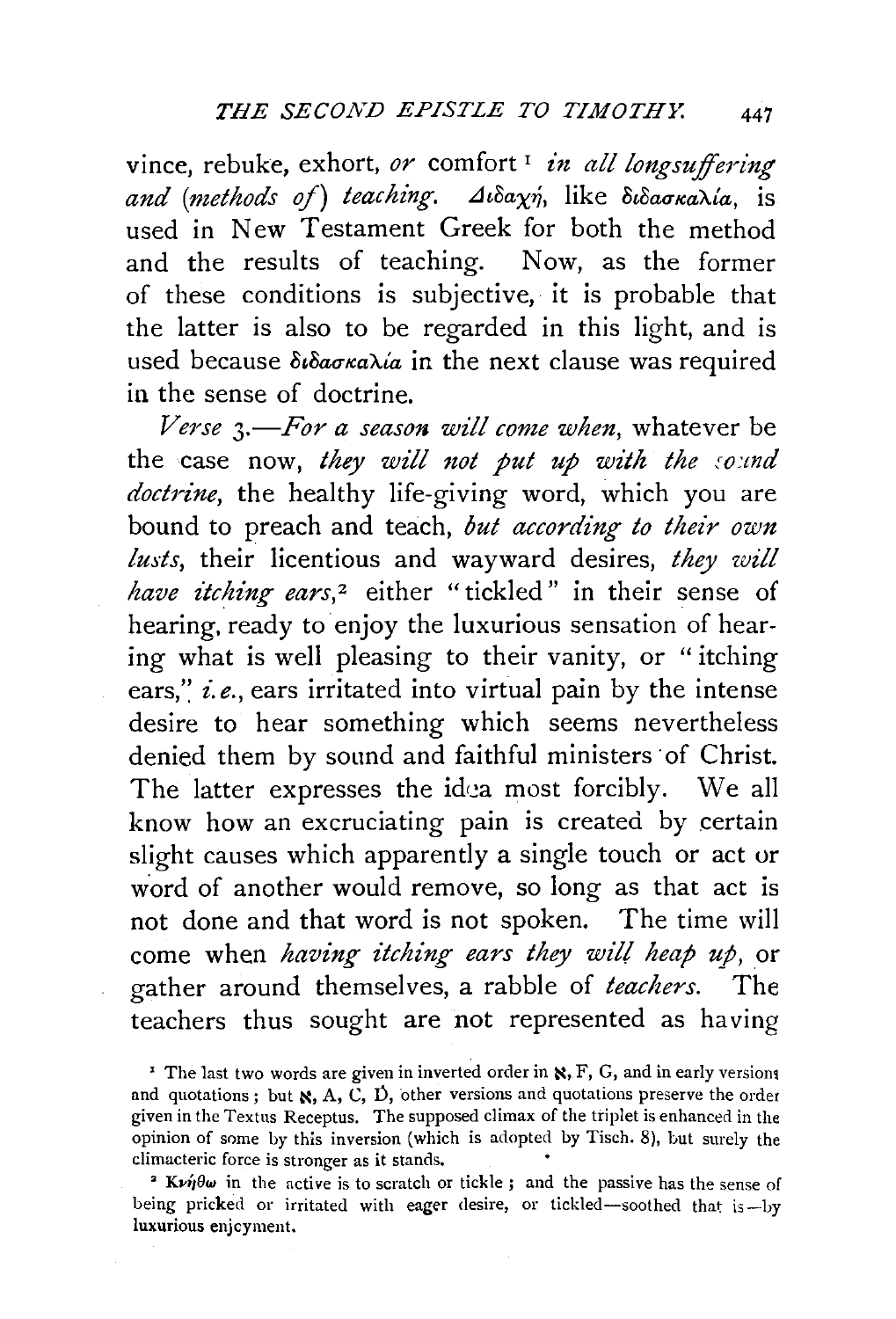vince, rebuke, exhort, *or* comfort [1] *in all longsuffering and (methods of) teaching.* Διδαχή, like διδασκαλία, is used in New Testament Greek for both the method and the results of teaching. Now, as the former of these conditions is subjective, it is probable that the latter is also to be regarded in this light, and is used because διδασκαλία in the next clause was required in the sense of doctrine.

*Verse 3.—For a season will come when,* whatever be the case now, *they will not put up with the sound doctrine,* the healthy life-giving word, which you are bound to preach and teach, *but according to their own lusts,* their licentious and wayward desires, *they will have itching ears,* [2] either "tickled" in their sense of hearing, ready to enjoy the luxurious sensation of hearing what is well pleasing to their vanity, or "itching ears," *i.e.*, ears irritated into virtual pain by the intense desire to hear something which seems nevertheless denied them by sound and faithful ministers of Christ. The latter expresses the idea most forcibly. We all know how an excruciating pain is created by certain slight causes which apparently a single touch or act or word of another would remove, so long as that act is not done and that word is not spoken. The time will come when *having itching ears they will heap up,* or gather around themselves, a rabble of *teachers.* The teachers thus sought are not represented as having

[1] The last two words are given in inverted order in ℵ, F, G, and in early versions and quotations; but ℵ, A, C, D, other versions and quotations preserve the order given in the Textus Receptus. The supposed climax of the triplet is enhanced in the opinion of some by this inversion (which is adopted by Tisch. 8), but surely the climacteric force is stronger as it stands.

[2] Κνήθω in the active is to scratch or tickle; and the passive has the sense of being pricked or irritated with eager desire, or tickled—soothed that is—by luxurious enjoyment.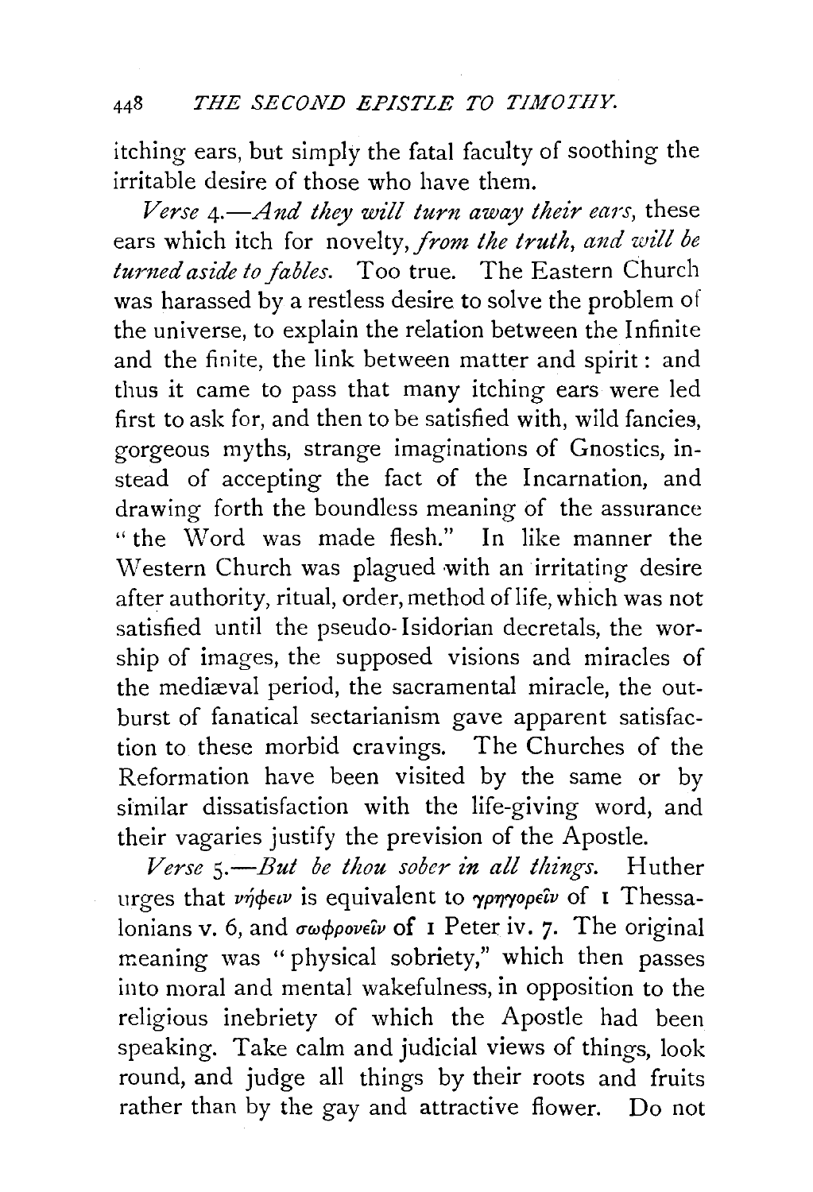itching ears, but simply the fatal faculty of soothing the irritable desire of those who have them.

*Verse* 4.—*And they will turn away their ears*, these ears which itch for novelty, *from the truth, and will be turned aside to fables.* Too true. The Eastern Church was harassed by a restless desire to solve the problem of the universe, to explain the relation between the Infinite and the finite, the link between matter and spirit: and thus it came to pass that many itching ears were led first to ask for, and then to be satisfied with, wild fancies, gorgeous myths, strange imaginations of Gnostics, instead of accepting the fact of the Incarnation, and drawing forth the boundless meaning of the assurance "the Word was made flesh." In like manner the Western Church was plagued with an irritating desire after authority, ritual, order, method of life, which was not satisfied until the pseudo-Isidorian decretals, the worship of images, the supposed visions and miracles of the mediæval period, the sacramental miracle, the outburst of fanatical sectarianism gave apparent satisfaction to these morbid cravings. The Churches of the Reformation have been visited by the same or by similar dissatisfaction with the life-giving word, and their vagaries justify the prevision of the Apostle.

*Verse* 5.—*But be thou sober in all things.* Huther urges that νήφειν is equivalent to γρηγορεῖν of 1 Thessalonians v. 6, and σωφρονεῖν of 1 Peter iv. 7. The original meaning was "physical sobriety," which then passes into moral and mental wakefulness, in opposition to the religious inebriety of which the Apostle had been speaking. Take calm and judicial views of things, look round, and judge all things by their roots and fruits rather than by the gay and attractive flower. Do not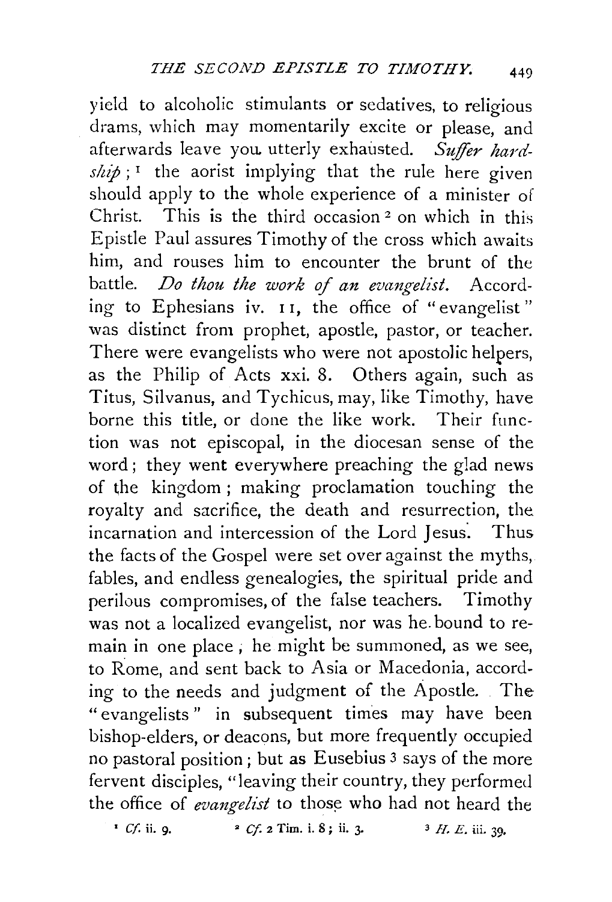yield to alcoholic stimulants or sedatives, to religious drams, which may momentarily excite or please, and afterwards leave you utterly exhausted. *Suffer hardship*;[1] the aorist implying that the rule here given should apply to the whole experience of a minister of Christ. This is the third occasion[2] on which in this Epistle Paul assures Timothy of the cross which awaits him, and rouses him to encounter the brunt of the battle. *Do thou the work of an evangelist.* According to Ephesians iv. 11, the office of "evangelist" was distinct from prophet, apostle, pastor, or teacher. There were evangelists who were not apostolic helpers, as the Philip of Acts xxi. 8. Others again, such as Titus, Silvanus, and Tychicus, may, like Timothy, have borne this title, or done the like work. Their function was not episcopal, in the diocesan sense of the word; they went everywhere preaching the glad news of the kingdom; making proclamation touching the royalty and sacrifice, the death and resurrection, the incarnation and intercession of the Lord Jesus. Thus the facts of the Gospel were set over against the myths, fables, and endless genealogies, the spiritual pride and perilous compromises, of the false teachers. Timothy was not a localized evangelist, nor was he bound to remain in one place; he might be summoned, as we see, to Rome, and sent back to Asia or Macedonia, according to the needs and judgment of the Apostle. The "evangelists" in subsequent times may have been bishop-elders, or deacons, but more frequently occupied no pastoral position; but as Eusebius[3] says of the more fervent disciples, "leaving their country, they performed the office of *evangelist* to those who had not heard the

[1] *Cf.* ii. 9. [2] *Cf.* 2 Tim. i. 8; ii. 3. [3] *H. E.* iii. 39.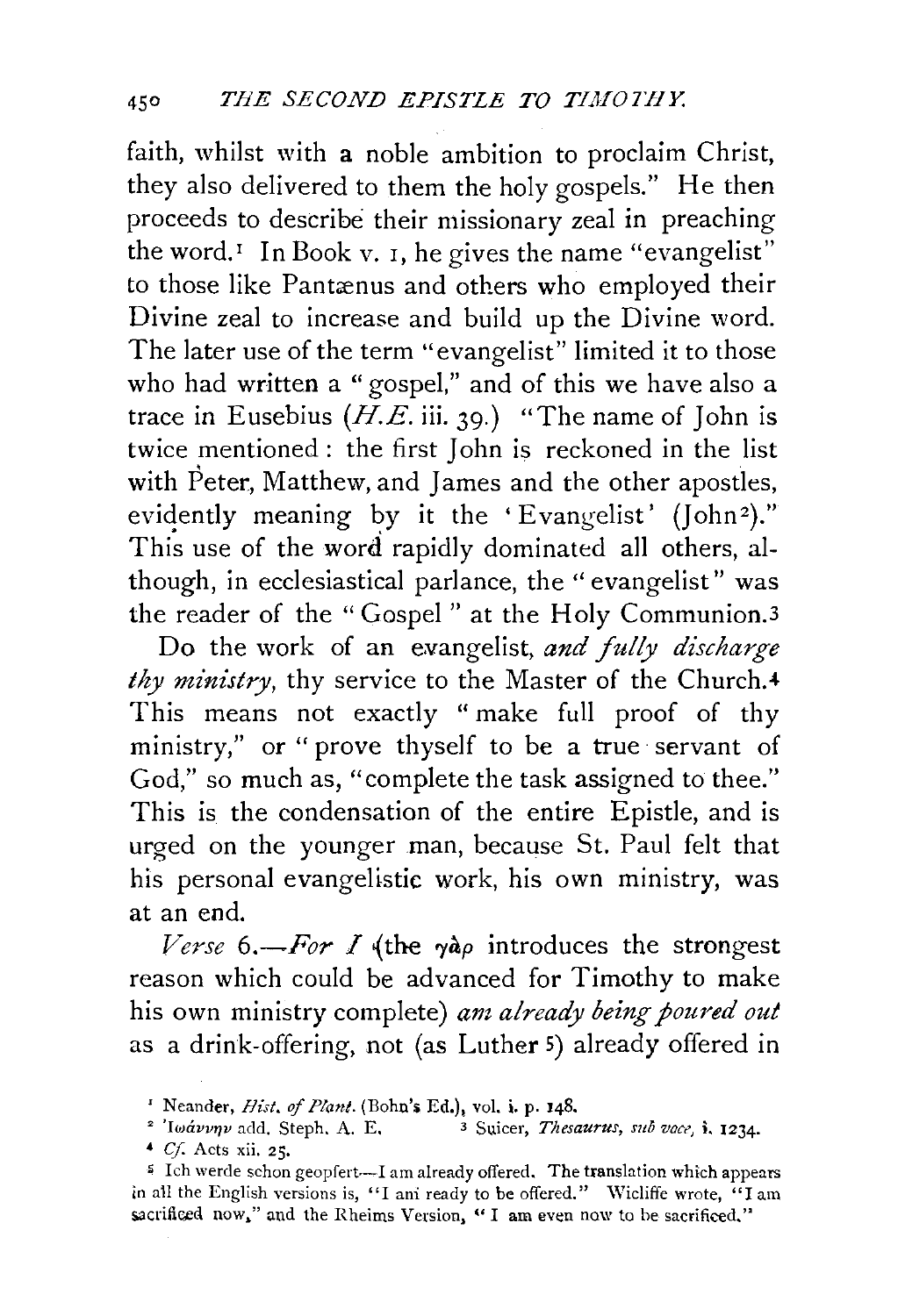faith, whilst with a noble ambition to proclaim Christ, they also delivered to them the holy gospels." He then proceeds to describe their missionary zeal in preaching the word.[1] In Book v. 1, he gives the name "evangelist" to those like Pantænus and others who employed their Divine zeal to increase and build up the Divine word. The later use of the term "evangelist" limited it to those who had written a "gospel," and of this we have also a trace in Eusebius (*H.E.* iii. 39.) "The name of John is twice mentioned: the first John is reckoned in the list with Peter, Matthew, and James and the other apostles, evidently meaning by it the 'Evangelist' (John[2])." This use of the word rapidly dominated all others, although, in ecclesiastical parlance, the "evangelist" was the reader of the "Gospel" at the Holy Communion.[3]

Do the work of an evangelist, *and fully discharge thy ministry*, thy service to the Master of the Church.[4] This means not exactly "make full proof of thy ministry," or "prove thyself to be a true servant of God," so much as, "complete the task assigned to thee." This is the condensation of the entire Epistle, and is urged on the younger man, because St. Paul felt that his personal evangelistic work, his own ministry, was at an end.

*Verse* 6.—*For I* (the γὰρ introduces the strongest reason which could be advanced for Timothy to make his own ministry complete) *am already being poured out* as a drink-offering, not (as Luther [5]) already offered in

[1] Neander, *Hist. of Plant.* (Bohn's Ed.), vol. i. p. 148.

[2] Ἰωάννην add. Steph. A. E.

[3] Suicer, *Thesaurus, sub voce,* i. 1234.

[4] *Cf.* Acts xii. 25.

[5] Ich werde schon geopfert—I am already offered. The translation which appears in all the English versions is, "I am ready to be offered." Wicliffe wrote, "I am sacrificed now," and the Rheims Version, "I am even now to be sacrificed."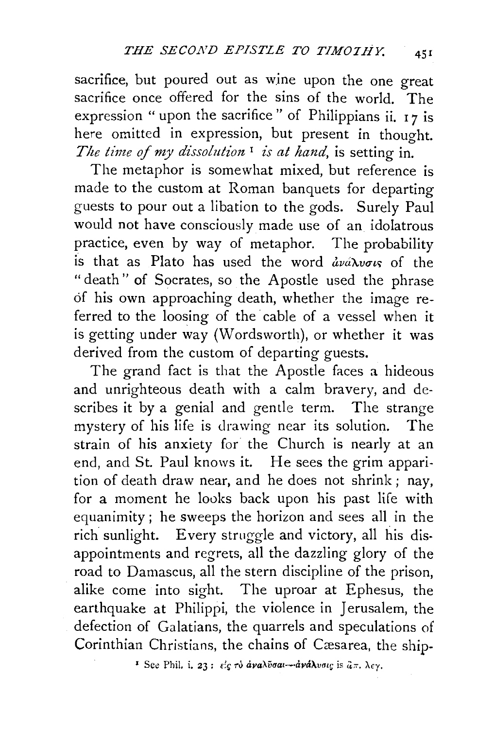sacrifice, but poured out as wine upon the one great sacrifice once offered for the sins of the world. The expression "upon the sacrifice" of Philippians ii. 17 is here omitted in expression, but present in thought. *The time of my dissolution*[1] *is at hand*, is setting in.

The metaphor is somewhat mixed, but reference is made to the custom at Roman banquets for departing guests to pour out a libation to the gods. Surely Paul would not have consciously made use of an idolatrous practice, even by way of metaphor. The probability is that as Plato has used the word ἀνάλυσις of the "death" of Socrates, so the Apostle used the phrase of his own approaching death, whether the image referred to the loosing of the cable of a vessel when it is getting under way (Wordsworth), or whether it was derived from the custom of departing guests.

The grand fact is that the Apostle faces a hideous and unrighteous death with a calm bravery, and describes it by a genial and gentle term. The strange mystery of his life is drawing near its solution. The strain of his anxiety for the Church is nearly at an end, and St. Paul knows it. He sees the grim apparition of death draw near, and he does not shrink; nay, for a moment he looks back upon his past life with equanimity; he sweeps the horizon and sees all in the rich sunlight. Every struggle and victory, all his disappointments and regrets, all the dazzling glory of the road to Damascus, all the stern discipline of the prison, alike come into sight. The uproar at Ephesus, the earthquake at Philippi, the violence in Jerusalem, the defection of Galatians, the quarrels and speculations of Corinthian Christians, the chains of Cæsarea, the ship-

[1] See Phil. i. 23: εἰς τὸ ἀναλῦσαι—ἀνάλυσις is ἅπ. λεγ.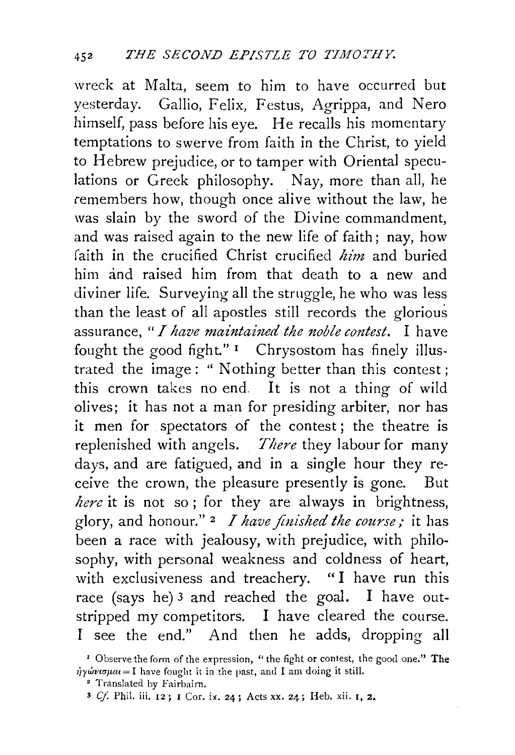wreck at Malta, seem to him to have occurred but yesterday. Gallio, Felix, Festus, Agrippa, and Nero himself, pass before his eye. He recalls his momentary temptations to swerve from faith in the Christ, to yield to Hebrew prejudice, or to tamper with Oriental speculations or Greek philosophy. Nay, more than all, he remembers how, though once alive without the law, he was slain by the sword of the Divine commandment, and was raised again to the new life of faith; nay, how faith in the crucified Christ crucified *him* and buried him and raised him from that death to a new and diviner life. Surveying all the struggle, he who was less than the least of all apostles still records the glorious assurance, "*I have maintained the noble contest.* I have fought the good fight."[1] Chrysostom has finely illustrated the image: "Nothing better than this contest; this crown takes no end. It is not a thing of wild olives; it has not a man for presiding arbiter, nor has it men for spectators of the contest; the theatre is replenished with angels. *There* they labour for many days, and are fatigued, and in a single hour they receive the crown, the pleasure presently is gone. But *here* it is not so; for they are always in brightness, glory, and honour."[2] *I have finished the course;* it has been a race with jealousy, with prejudice, with philosophy, with personal weakness and coldness of heart, with exclusiveness and treachery. "I have run this race (says he)[3] and reached the goal. I have outstripped my competitors. I have cleared the course. I see the end." And then he adds, dropping all

[1] Observe the form of the expression, "the fight or contest, the good one." The ἠγώνισμαι = I have fought it in the past, and I am doing it still.

[2] Translated by Fairbairn.

[3] *Cf.* Phil. iii. 12; 1 Cor. ix. 24; Acts xx. 24; Heb. xii. 1, 2.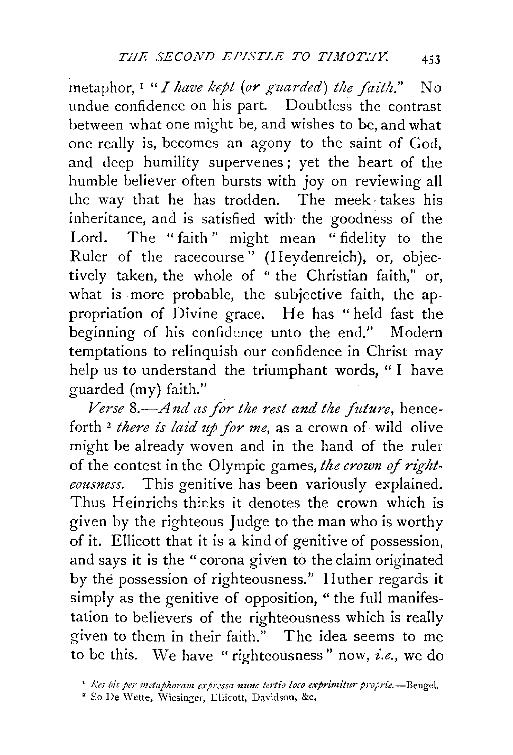metaphor, [1] "*I have kept* (*or guarded*) *the faith.*" No undue confidence on his part. Doubtless the contrast between what one might be, and wishes to be, and what one really is, becomes an agony to the saint of God, and deep humility supervenes; yet the heart of the humble believer often bursts with joy on reviewing all the way that he has trodden. The meek takes his inheritance, and is satisfied with the goodness of the Lord. The "faith" might mean "fidelity to the Ruler of the racecourse" (Heydenreich), or, objectively taken, the whole of "the Christian faith," or, what is more probable, the subjective faith, the appropriation of Divine grace. He has "held fast the beginning of his confidence unto the end." Modern temptations to relinquish our confidence in Christ may help us to understand the triumphant words, "I have guarded (my) faith."

*Verse* 8.—*And as for the rest and the future*, henceforth [2] *there is laid up for me*, as a crown of wild olive might be already woven and in the hand of the ruler of the contest in the Olympic games, *the crown of righteousness*. This genitive has been variously explained. Thus Heinrichs thinks it denotes the crown which is given by the righteous Judge to the man who is worthy of it. Ellicott that it is a kind of genitive of possession, and says it is the "corona given to the claim originated by the possession of righteousness." Huther regards it simply as the genitive of opposition, "the full manifestation to believers of the righteousness which is really given to them in their faith." The idea seems to me to be this. We have "righteousness" now, *i.e.*, we do

[1] *Res bis per metaphoram expressa nunc tertio loco exprimitur proprie.*—Bengel.

[2] So De Wette, Wiesinger, Ellicott, Davidson, &c.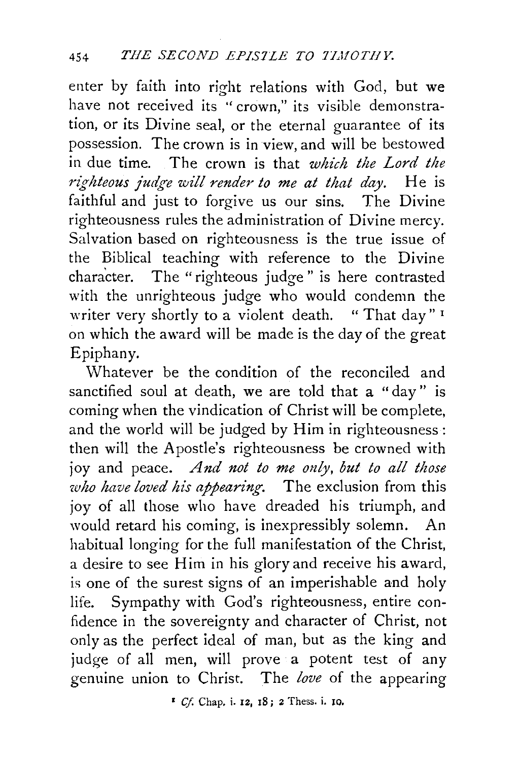enter by faith into right relations with God, but we have not received its "crown," its visible demonstration, or its Divine seal, or the eternal guarantee of its possession. The crown is in view, and will be bestowed in due time. The crown is that *which the Lord the righteous judge will render to me at that day.* He is faithful and just to forgive us our sins. The Divine righteousness rules the administration of Divine mercy. Salvation based on righteousness is the true issue of the Biblical teaching with reference to the Divine character. The "righteous judge" is here contrasted with the unrighteous judge who would condemn the writer very shortly to a violent death. "That day"[1] on which the award will be made is the day of the great Epiphany.

Whatever be the condition of the reconciled and sanctified soul at death, we are told that a "day" is coming when the vindication of Christ will be complete, and the world will be judged by Him in righteousness: then will the Apostle's righteousness be crowned with joy and peace. *And not to me only, but to all those who have loved his appearing.* The exclusion from this joy of all those who have dreaded his triumph, and would retard his coming, is inexpressibly solemn. An habitual longing for the full manifestation of the Christ, a desire to see Him in his glory and receive his award, is one of the surest signs of an imperishable and holy life. Sympathy with God's righteousness, entire confidence in the sovereignty and character of Christ, not only as the perfect ideal of man, but as the king and judge of all men, will prove a potent test of any genuine union to Christ. The *love* of the appearing

[1] *Cf.* Chap. i. 12, 18; 2 Thess. i. 10.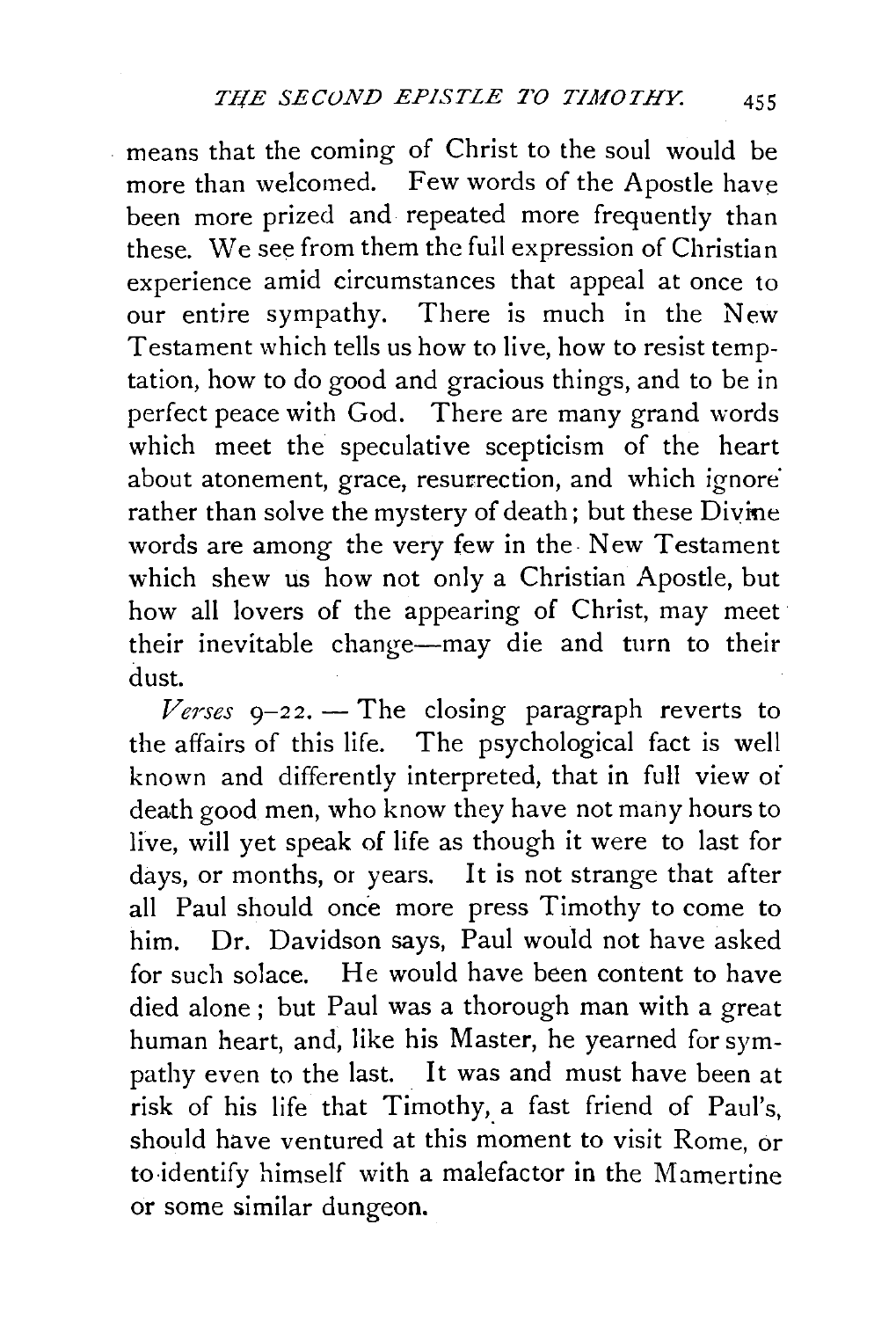means that the coming of Christ to the soul would be more than welcomed. Few words of the Apostle have been more prized and repeated more frequently than these. We see from them the full expression of Christian experience amid circumstances that appeal at once to our entire sympathy. There is much in the New Testament which tells us how to live, how to resist temptation, how to do good and gracious things, and to be in perfect peace with God. There are many grand words which meet the speculative scepticism of the heart about atonement, grace, resurrection, and which ignore rather than solve the mystery of death; but these Divine words are among the very few in the New Testament which shew us how not only a Christian Apostle, but how all lovers of the appearing of Christ, may meet their inevitable change—may die and turn to their dust.

*Verses* 9–22. — The closing paragraph reverts to the affairs of this life. The psychological fact is well known and differently interpreted, that in full view of death good men, who know they have not many hours to live, will yet speak of life as though it were to last for days, or months, or years. It is not strange that after all Paul should once more press Timothy to come to him. Dr. Davidson says, Paul would not have asked for such solace. He would have been content to have died alone; but Paul was a thorough man with a great human heart, and, like his Master, he yearned for sympathy even to the last. It was and must have been at risk of his life that Timothy, a fast friend of Paul's, should have ventured at this moment to visit Rome, or to identify himself with a malefactor in the Mamertine or some similar dungeon.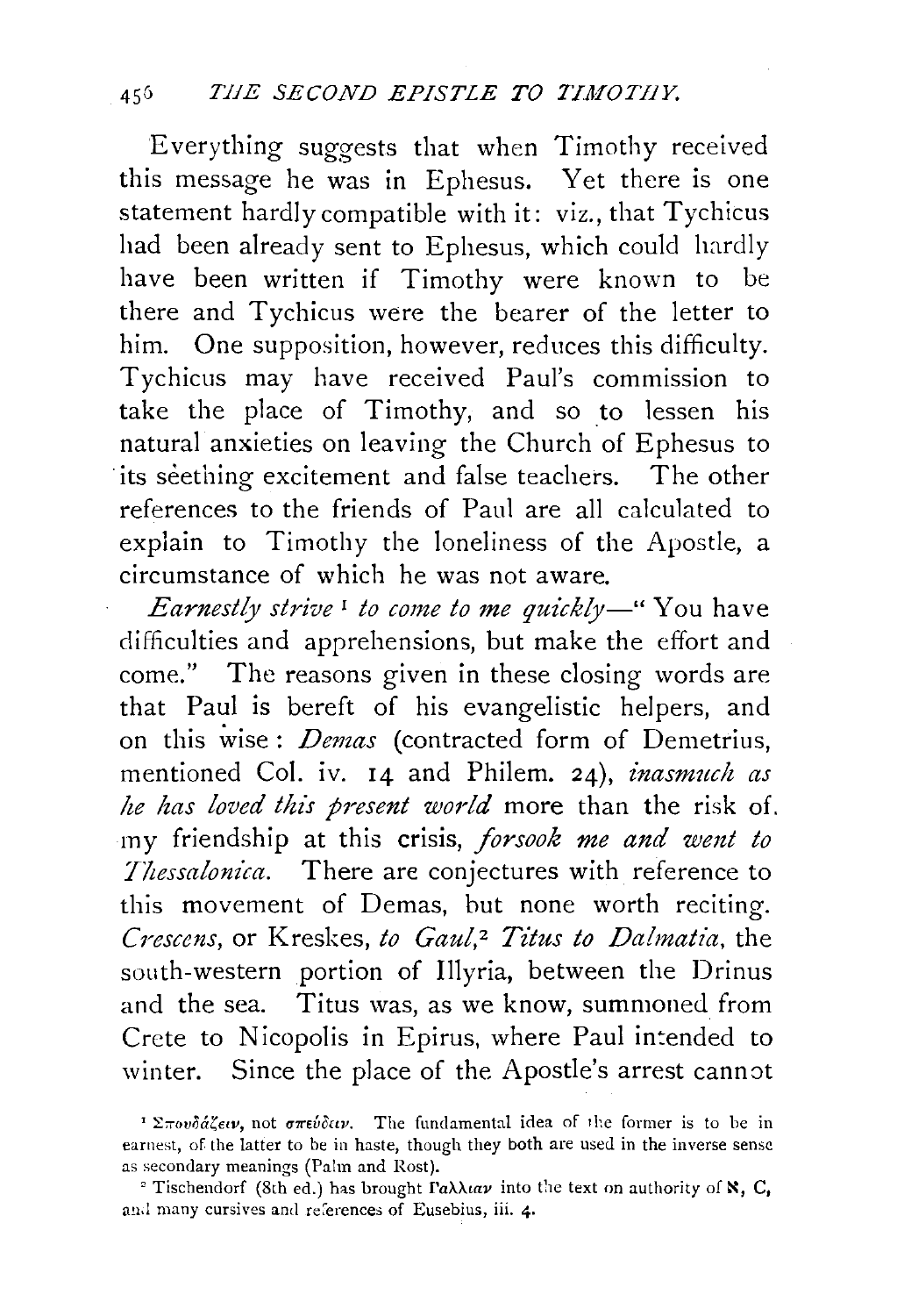Everything suggests that when Timothy received this message he was in Ephesus. Yet there is one statement hardly compatible with it: viz., that Tychicus had been already sent to Ephesus, which could hardly have been written if Timothy were known to be there and Tychicus were the bearer of the letter to him. One supposition, however, reduces this difficulty. Tychicus may have received Paul's commission to take the place of Timothy, and so to lessen his natural anxieties on leaving the Church of Ephesus to its seething excitement and false teachers. The other references to the friends of Paul are all calculated to explain to Timothy the loneliness of the Apostle, a circumstance of which he was not aware.

*Earnestly strive*[1] *to come to me quickly*—"You have difficulties and apprehensions, but make the effort and come." The reasons given in these closing words are that Paul is bereft of his evangelistic helpers, and on this wise: *Demas* (contracted form of Demetrius, mentioned Col. iv. 14 and Philem. 24), *inasmuch as he has loved this present world* more than the risk of my friendship at this crisis, *forsook me and went to Thessalonica.* There are conjectures with reference to this movement of Demas, but none worth reciting. *Crescens*, or Kreskes, *to Gaul*,[2] *Titus to Dalmatia*, the south-western portion of Illyria, between the Drinus and the sea. Titus was, as we know, summoned from Crete to Nicopolis in Epirus, where Paul intended to winter. Since the place of the Apostle's arrest cannot

[1] Σπουδάζειν, not σπεύδειν. The fundamental idea of the former is to be in earnest, of the latter to be in haste, though they both are used in the inverse sense as secondary meanings (Palm and Rost).

[2] Tischendorf (8th ed.) has brought Γαλλίαν into the text on authority of ℵ, C, and many cursives and references of Eusebius, iii. 4.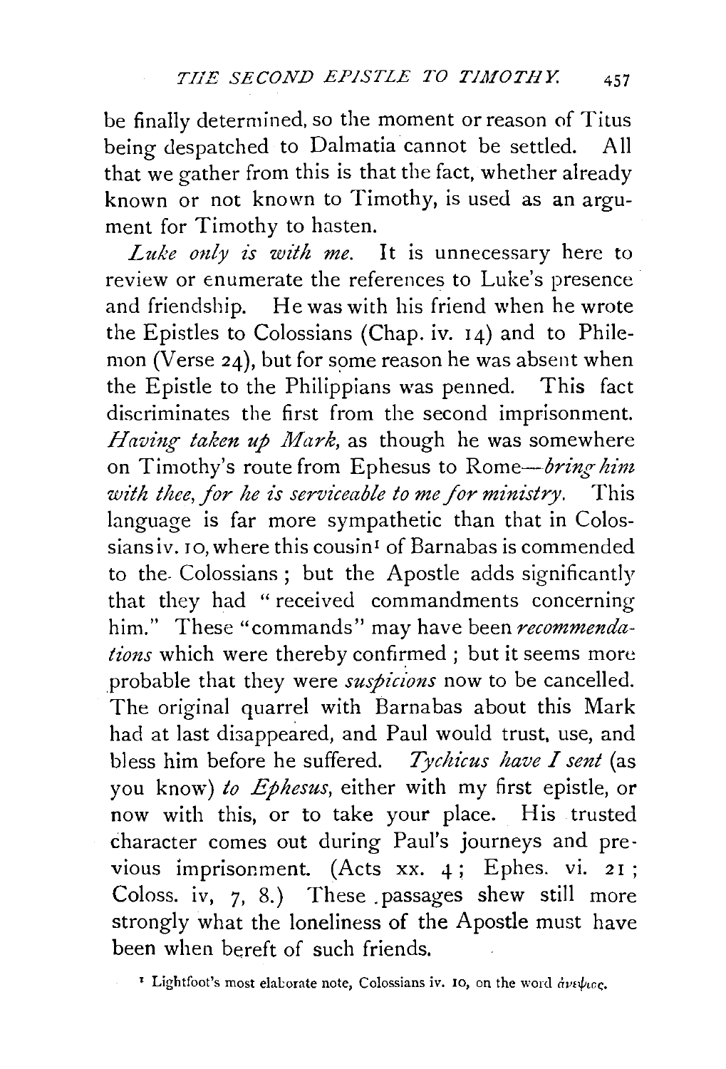be finally determined, so the moment or reason of Titus being despatched to Dalmatia cannot be settled. All that we gather from this is that the fact, whether already known or not known to Timothy, is used as an argument for Timothy to hasten.

*Luke only is with me.* It is unnecessary here to review or enumerate the references to Luke's presence and friendship. He was with his friend when he wrote the Epistles to Colossians (Chap. iv. 14) and to Philemon (Verse 24), but for some reason he was absent when the Epistle to the Philippians was penned. This fact discriminates the first from the second imprisonment. *Having taken up Mark,* as though he was somewhere on Timothy's route from Ephesus to Rome—*bring him with thee, for he is serviceable to me for ministry.* This language is far more sympathetic than that in Colossians iv. 10, where this cousin[1] of Barnabas is commended to the Colossians; but the Apostle adds significantly that they had "received commandments concerning him." These "commands" may have been *recommendations* which were thereby confirmed; but it seems more probable that they were *suspicions* now to be cancelled. The original quarrel with Barnabas about this Mark had at last disappeared, and Paul would trust, use, and bless him before he suffered. *Tychicus have I sent* (as you know) *to Ephesus,* either with my first epistle, or now with this, or to take your place. His trusted character comes out during Paul's journeys and previous imprisonment. (Acts xx. 4; Ephes. vi. 21; Coloss. iv, 7, 8.) These passages shew still more strongly what the loneliness of the Apostle must have been when bereft of such friends.

[1] Lightfoot's most elaborate note, Colossians iv. 10, on the word ἀνεψιός.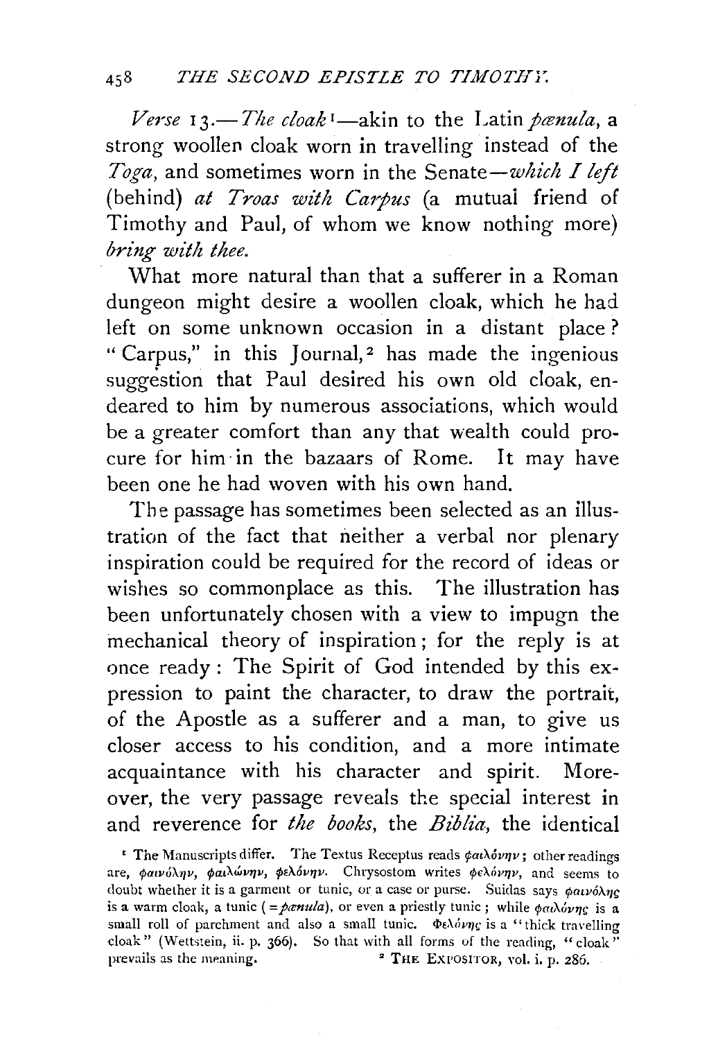*Verse* 13.—*The cloak*[1]—akin to the Latin *pænula*, a strong woollen cloak worn in travelling instead of the *Toga*, and sometimes worn in the Senate—*which I left* (behind) *at Troas with Carpus* (a mutual friend of Timothy and Paul, of whom we know nothing more) *bring with thee.*

What more natural than that a sufferer in a Roman dungeon might desire a woollen cloak, which he had left on some unknown occasion in a distant place? "Carpus," in this Journal,[2] has made the ingenious suggestion that Paul desired his own old cloak, endeared to him by numerous associations, which would be a greater comfort than any that wealth could procure for him in the bazaars of Rome. It may have been one he had woven with his own hand.

The passage has sometimes been selected as an illustration of the fact that neither a verbal nor plenary inspiration could be required for the record of ideas or wishes so commonplace as this. The illustration has been unfortunately chosen with a view to impugn the mechanical theory of inspiration; for the reply is at once ready: The Spirit of God intended by this expression to paint the character, to draw the portrait, of the Apostle as a sufferer and a man, to give us closer access to his condition, and a more intimate acquaintance with his character and spirit. Moreover, the very passage reveals the special interest in and reverence for *the books*, the *Biblia*, the identical

[1] The Manuscripts differ. The Textus Receptus reads φαιλόνην; other readings are, φαινόλην, φαιλώνην, φελόνην. Chrysostom writes φελόνην, and seems to doubt whether it is a garment or tunic, or a case or purse. Suidas says φαινόλης is a warm cloak, a tunic (= *pænula*), or even a priestly tunic; while φαιλόνης is a small roll of parchment and also a small tunic. Φελόνης is a "thick travelling cloak" (Wettstein, ii. p. 366). So that with all forms of the reading, "cloak" prevails as the meaning.

[2] THE EXPOSITOR, vol. i. p. 286.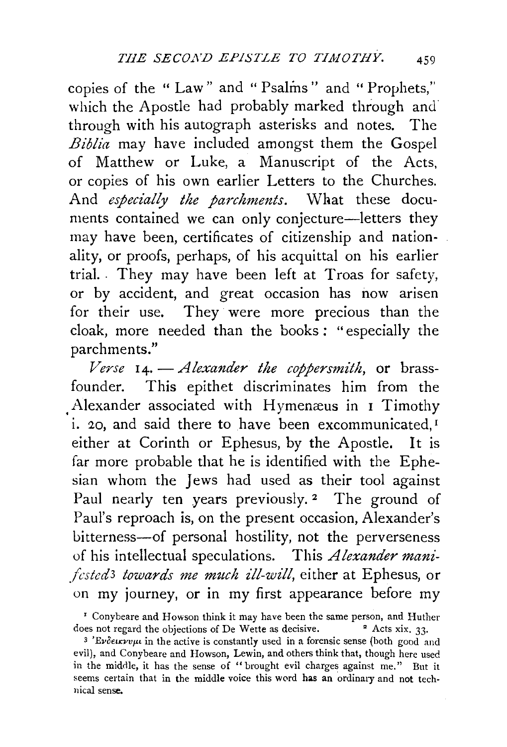copies of the "Law" and "Psalms" and "Prophets," which the Apostle had probably marked through and through with his autograph asterisks and notes. The *Biblia* may have included amongst them the Gospel of Matthew or Luke, a Manuscript of the Acts, or copies of his own earlier Letters to the Churches. And *especially the parchments*. What these documents contained we can only conjecture—letters they may have been, certificates of citizenship and nationality, or proofs, perhaps, of his acquittal on his earlier trial. They may have been left at Troas for safety, or by accident, and great occasion has now arisen for their use. They were more precious than the cloak, more needed than the books: "especially the parchments."

*Verse* 14. — *Alexander the coppersmith*, or brass-founder. This epithet discriminates him from the Alexander associated with Hymenæus in 1 Timothy i. 20, and said there to have been excommunicated,[1] either at Corinth or Ephesus, by the Apostle. It is far more probable that he is identified with the Ephesian whom the Jews had used as their tool against Paul nearly ten years previously.[2] The ground of Paul's reproach is, on the present occasion, Alexander's bitterness—of personal hostility, not the perverseness of his intellectual speculations. This *Alexander manifested*[3] *towards me much ill-will*, either at Ephesus, or on my journey, or in my first appearance before my

[1] Conybeare and Howson think it may have been the same person, and Huther does not regard the objections of De Wette as decisive. [2] Acts xix. 33.

[3] Ἐνδείκνυμι in the active is constantly used in a forensic sense (both good and evil), and Conybeare and Howson, Lewin, and others think that, though here used in the middle, it has the sense of "brought evil charges against me." But it seems certain that in the middle voice this word has an ordinary and not technical sense.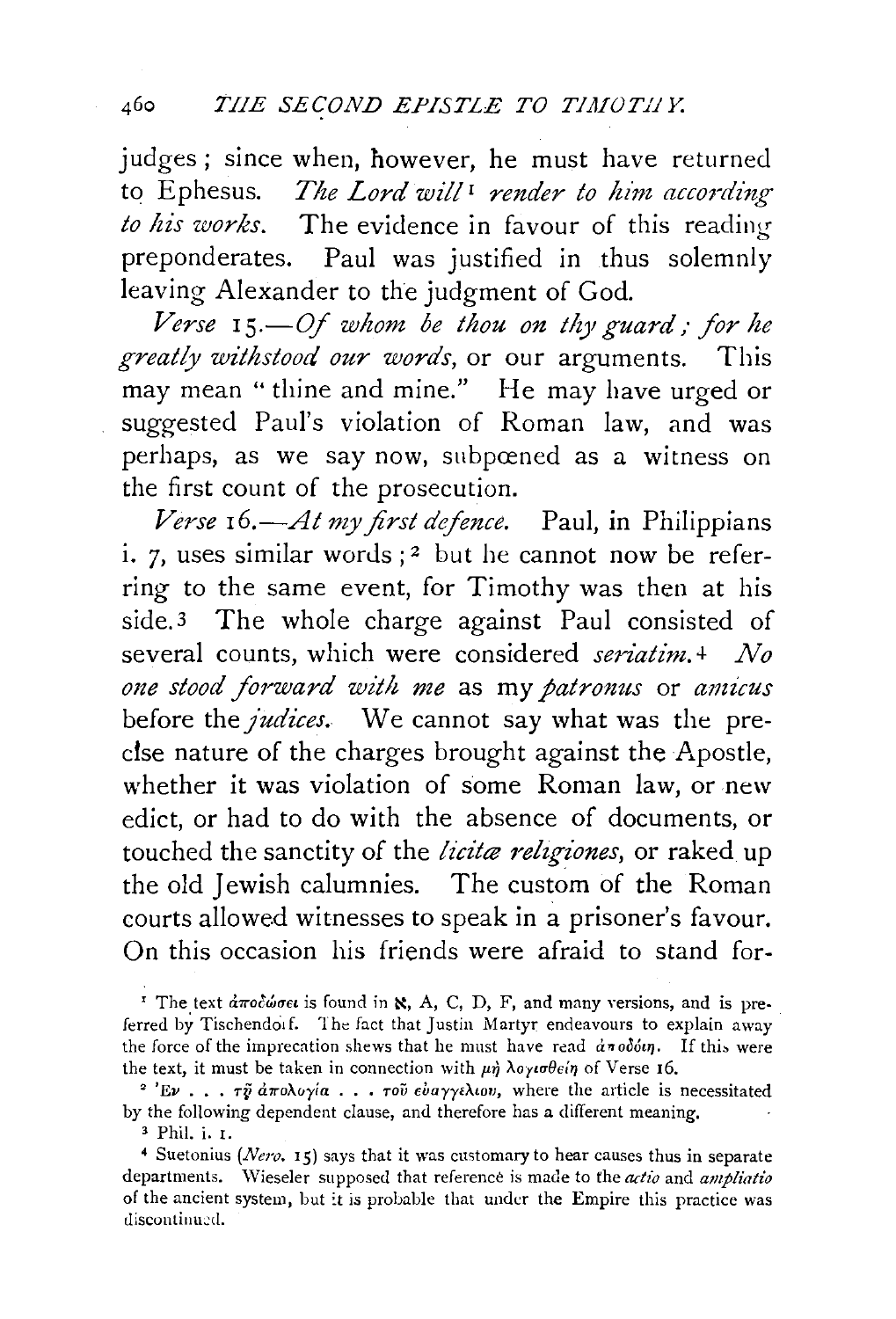judges; since when, however, he must have returned to Ephesus. *The Lord will*[1] *render to him according to his works.* The evidence in favour of this reading preponderates. Paul was justified in thus solemnly leaving Alexander to the judgment of God.

*Verse* 15.—*Of whom be thou on thy guard; for he greatly withstood our words,* or our arguments. This may mean "thine and mine." He may have urged or suggested Paul's violation of Roman law, and was perhaps, as we say now, subpœned as a witness on the first count of the prosecution.

*Verse* 16.—*At my first defence.* Paul, in Philippians i. 7, uses similar words;[2] but he cannot now be referring to the same event, for Timothy was then at his side.[3] The whole charge against Paul consisted of several counts, which were considered *seriatim*.[4] *No one stood forward with me* as my *patronus* or *amicus* before the *judices*. We cannot say what was the precise nature of the charges brought against the Apostle, whether it was violation of some Roman law, or new edict, or had to do with the absence of documents, or touched the sanctity of the *licitæ religiones*, or raked up the old Jewish calumnies. The custom of the Roman courts allowed witnesses to speak in a prisoner's favour. On this occasion his friends were afraid to stand for-

---

[1] The text ἀποδώσει is found in ℵ, A, C, D, F, and many versions, and is preferred by Tischendorf. The fact that Justin Martyr endeavours to explain away the force of the imprecation shews that he must have read ἀποδόιη. If this were the text, it must be taken in connection with μὴ λογισθείη of Verse 16.

[2] Ἐν . . . τῇ ἀπολογίᾳ . . . τοῦ εὐαγγελίου, where the article is necessitated by the following dependent clause, and therefore has a different meaning.

[3] Phil. i. 1.

[4] Suetonius (*Nero*. 15) says that it was customary to hear causes thus in separate departments. Wieseler supposed that reference is made to the *actio* and *ampliatio* of the ancient system, but it is probable that under the Empire this practice was discontinued.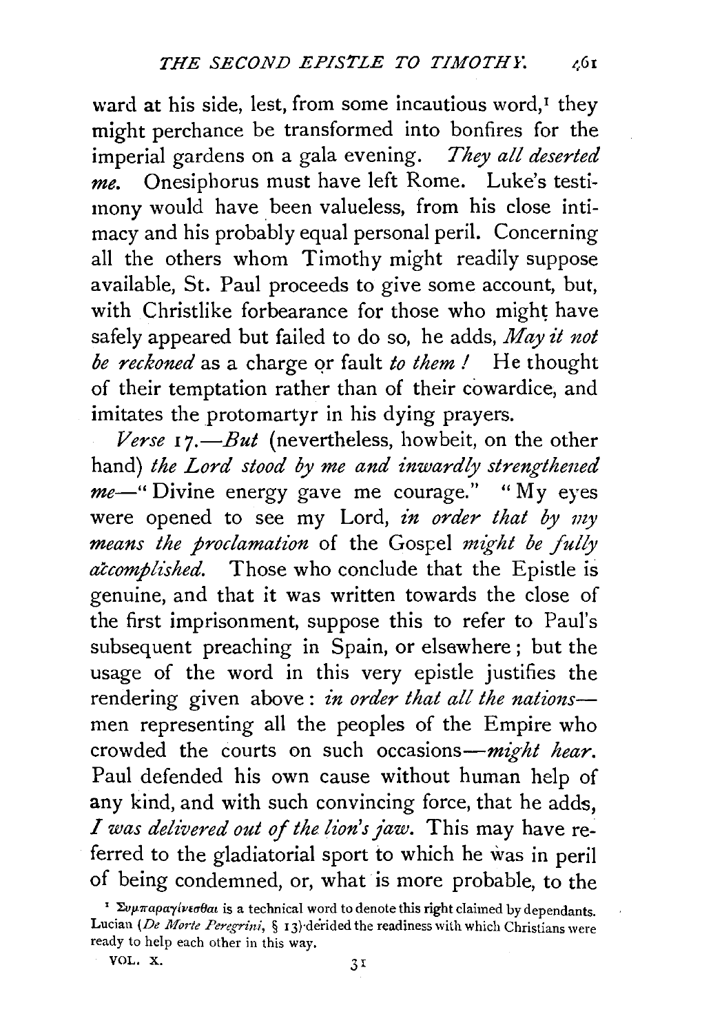ward at his side, lest, from some incautious word,[1] they might perchance be transformed into bonfires for the imperial gardens on a gala evening. *They all deserted me.* Onesiphorus must have left Rome. Luke's testimony would have been valueless, from his close intimacy and his probably equal personal peril. Concerning all the others whom Timothy might readily suppose available, St. Paul proceeds to give some account, but, with Christlike forbearance for those who might have safely appeared but failed to do so, he adds, *May it not be reckoned* as a charge or fault *to them!* He thought of their temptation rather than of their cowardice, and imitates the protomartyr in his dying prayers.

*Verse* 17.—*But* (nevertheless, howbeit, on the other hand) *the Lord stood by me and inwardly strengthened me*—"Divine energy gave me courage." "My eyes were opened to see my Lord, *in order that by my means the proclamation* of the Gospel *might be fully accomplished.* Those who conclude that the Epistle is genuine, and that it was written towards the close of the first imprisonment, suppose this to refer to Paul's subsequent preaching in Spain, or elsewhere; but the usage of the word in this very epistle justifies the rendering given above: *in order that all the nations*—men representing all the peoples of the Empire who crowded the courts on such occasions—*might hear.* Paul defended his own cause without human help of any kind, and with such convincing force, that he adds, *I was delivered out of the lion's jaw.* This may have referred to the gladiatorial sport to which he was in peril of being condemned, or, what is more probable, to the

[1] Συμπαραγίνεσθαι is a technical word to denote this right claimed by dependants. Lucian (*De Morte Peregrini*, § 13) derided the readiness with which Christians were ready to help each other in this way.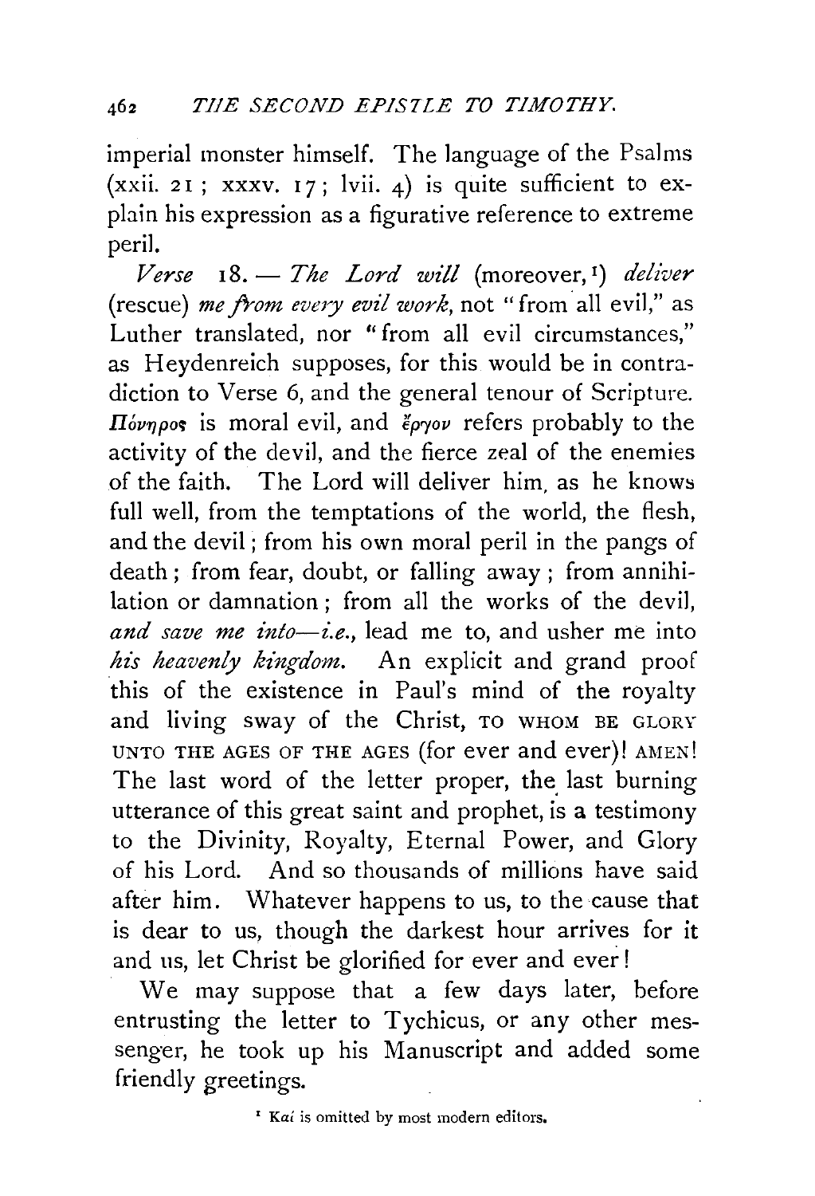imperial monster himself. The language of the Psalms (xxii. 21; xxxv. 17; lvii. 4) is quite sufficient to explain his expression as a figurative reference to extreme peril.

*Verse* 18. — *The Lord will* (moreover,[1]) *deliver* (rescue) *me from every evil work,* not "from all evil," as Luther translated, nor "from all evil circumstances," as Heydenreich supposes, for this would be in contradiction to Verse 6, and the general tenour of Scripture. *Πόνηρος* is moral evil, and *ἔργον* refers probably to the activity of the devil, and the fierce zeal of the enemies of the faith. The Lord will deliver him, as he knows full well, from the temptations of the world, the flesh, and the devil; from his own moral peril in the pangs of death; from fear, doubt, or falling away; from annihilation or damnation; from all the works of the devil, *and save me into—i.e.,* lead me to, and usher me into *his heavenly kingdom.* An explicit and grand proof this of the existence in Paul's mind of the royalty and living sway of the Christ, TO WHOM BE GLORY UNTO THE AGES OF THE AGES (for ever and ever)! AMEN! The last word of the letter proper, the last burning utterance of this great saint and prophet, is a testimony to the Divinity, Royalty, Eternal Power, and Glory of his Lord. And so thousands of millions have said after him. Whatever happens to us, to the cause that is dear to us, though the darkest hour arrives for it and us, let Christ be glorified for ever and ever!

We may suppose that a few days later, before entrusting the letter to Tychicus, or any other messenger, he took up his Manuscript and added some friendly greetings.

[1] Καί is omitted by most modern editors.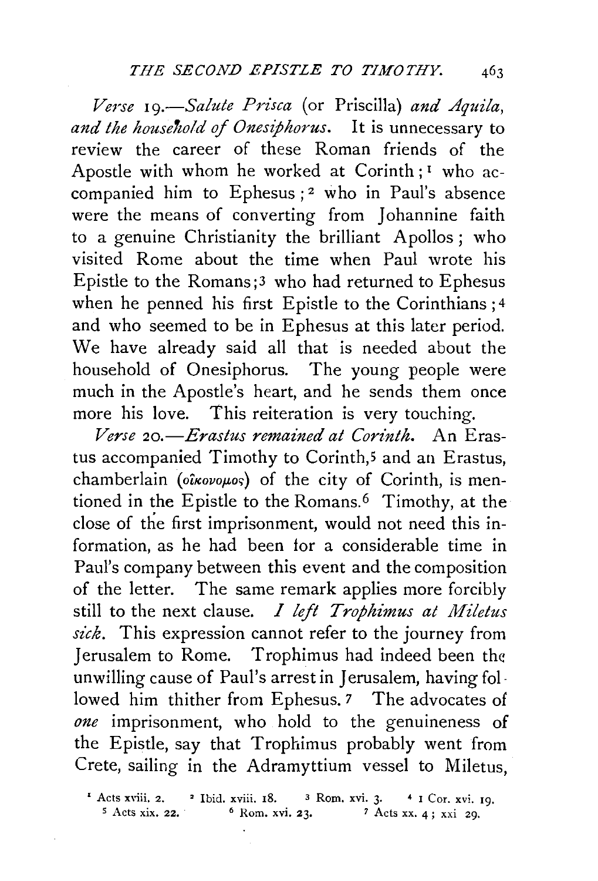*Verse* 19.—*Salute Prisca* (or Priscilla) *and Aquila, and the household of Onesiphorus.* It is unnecessary to review the career of these Roman friends of the Apostle with whom he worked at Corinth;[1] who accompanied him to Ephesus;[2] who in Paul's absence were the means of converting from Johannine faith to a genuine Christianity the brilliant Apollos; who visited Rome about the time when Paul wrote his Epistle to the Romans;[3] who had returned to Ephesus when he penned his first Epistle to the Corinthians;[4] and who seemed to be in Ephesus at this later period. We have already said all that is needed about the household of Onesiphorus. The young people were much in the Apostle's heart, and he sends them once more his love. This reiteration is very touching.

*Verse* 20.—*Erastus remained at Corinth.* An Erastus accompanied Timothy to Corinth,[5] and an Erastus, chamberlain (οἰκονόμος) of the city of Corinth, is mentioned in the Epistle to the Romans.[6] Timothy, at the close of the first imprisonment, would not need this information, as he had been for a considerable time in Paul's company between this event and the composition of the letter. The same remark applies more forcibly still to the next clause. *I left Trophimus at Miletus sick.* This expression cannot refer to the journey from Jerusalem to Rome. Trophimus had indeed been the unwilling cause of Paul's arrest in Jerusalem, having followed him thither from Ephesus.[7] The advocates of *one* imprisonment, who hold to the genuineness of the Epistle, say that Trophimus probably went from Crete, sailing in the Adramyttium vessel to Miletus,

[1] Acts xviii. 2. [2] Ibid. xviii. 18. [3] Rom. xvi. 3. [4] 1 Cor. xvi. 19.
[5] Acts xix. 22. [6] Rom. xvi. 23. [7] Acts xx. 4; xxi 29.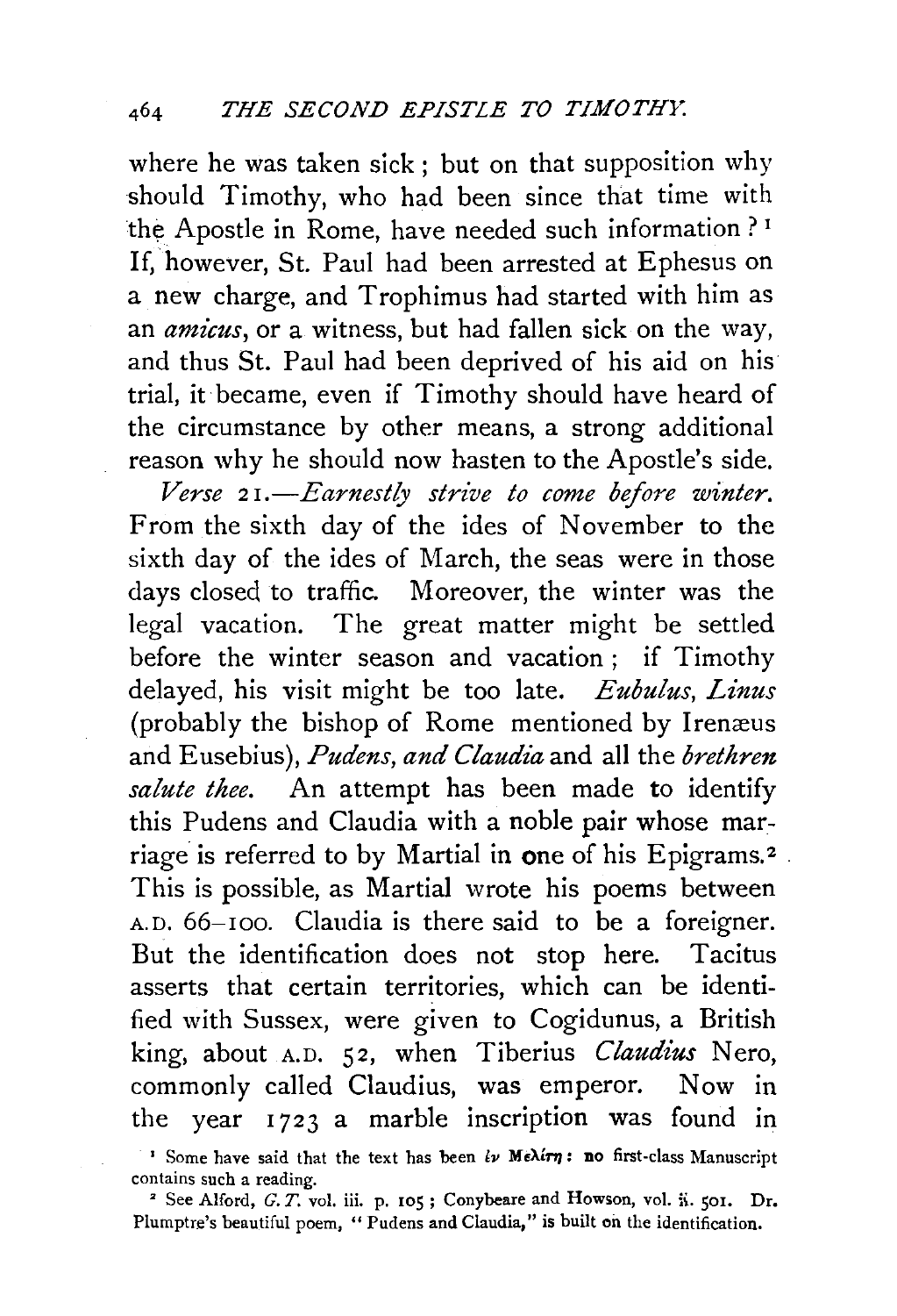where he was taken sick; but on that supposition why should Timothy, who had been since that time with the Apostle in Rome, have needed such information?[1] If, however, St. Paul had been arrested at Ephesus on a new charge, and Trophimus had started with him as an *amicus*, or a witness, but had fallen sick on the way, and thus St. Paul had been deprived of his aid on his trial, it became, even if Timothy should have heard of the circumstance by other means, a strong additional reason why he should now hasten to the Apostle's side.

*Verse* 21.—*Earnestly strive to come before winter.* From the sixth day of the ides of November to the sixth day of the ides of March, the seas were in those days closed to traffic. Moreover, the winter was the legal vacation. The great matter might be settled before the winter season and vacation; if Timothy delayed, his visit might be too late. *Eubulus, Linus* (probably the bishop of Rome mentioned by Irenæus and Eusebius), *Pudens, and Claudia* and all the *brethren salute thee.* An attempt has been made to identify this Pudens and Claudia with a noble pair whose marriage is referred to by Martial in one of his Epigrams.[2] This is possible, as Martial wrote his poems between A.D. 66–100. Claudia is there said to be a foreigner. But the identification does not stop here. Tacitus asserts that certain territories, which can be identified with Sussex, were given to Cogidunus, a British king, about A.D. 52, when Tiberius *Claudius* Nero, commonly called Claudius, was emperor. Now in the year 1723 a marble inscription was found in

[1] Some have said that the text has been ἐν Μελίτῃ: no first-class Manuscript contains such a reading.

[2] See Alford, *G. T.* vol. iii. p. 105; Conybeare and Howson, vol. ii. 501. Dr. Plumptre's beautiful poem, "Pudens and Claudia," is built on the identification.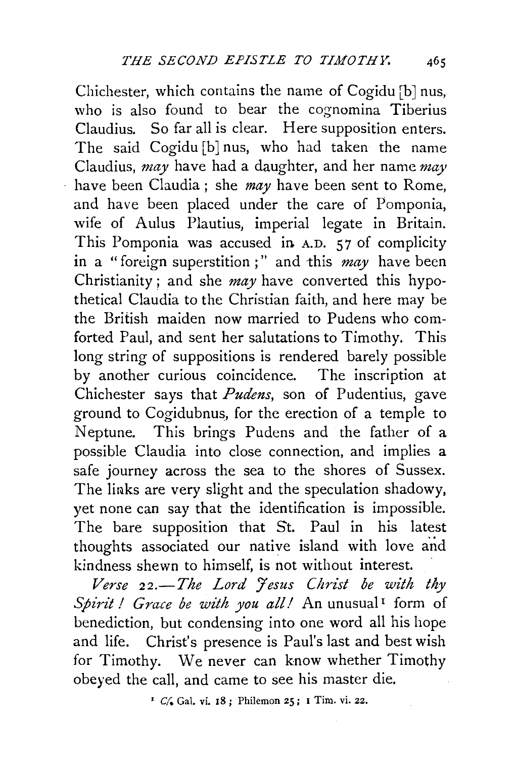Chichester, which contains the name of Cogidu [b] nus, who is also found to bear the cognomina Tiberius Claudius. So far all is clear. Here supposition enters. The said Cogidu [b] nus, who had taken the name Claudius, *may* have had a daughter, and her name *may* have been Claudia ; she *may* have been sent to Rome, and have been placed under the care of Pomponia, wife of Aulus Plautius, imperial legate in Britain. This Pomponia was accused in A.D. 57 of complicity in a "foreign superstition;" and this *may* have been Christianity; and she *may* have converted this hypothetical Claudia to the Christian faith, and here may be the British maiden now married to Pudens who comforted Paul, and sent her salutations to Timothy. This long string of suppositions is rendered barely possible by another curious coincidence. The inscription at Chichester says that *Pudens*, son of Pudentius, gave ground to Cogidubnus, for the erection of a temple to Neptune. This brings Pudens and the father of a possible Claudia into close connection, and implies a safe journey across the sea to the shores of Sussex. The links are very slight and the speculation shadowy, yet none can say that the identification is impossible. The bare supposition that St. Paul in his latest thoughts associated our native island with love and kindness shewn to himself, is not without interest.

*Verse 22.—The Lord Jesus Christ be with thy Spirit! Grace be with you all!* An unusual[1] form of benediction, but condensing into one word all his hope and life. Christ's presence is Paul's last and best wish for Timothy. We never can know whether Timothy obeyed the call, and came to see his master die.

[1] *Cf.* Gal. vi. 18; Philemon 25; 1 Tim. vi. 22.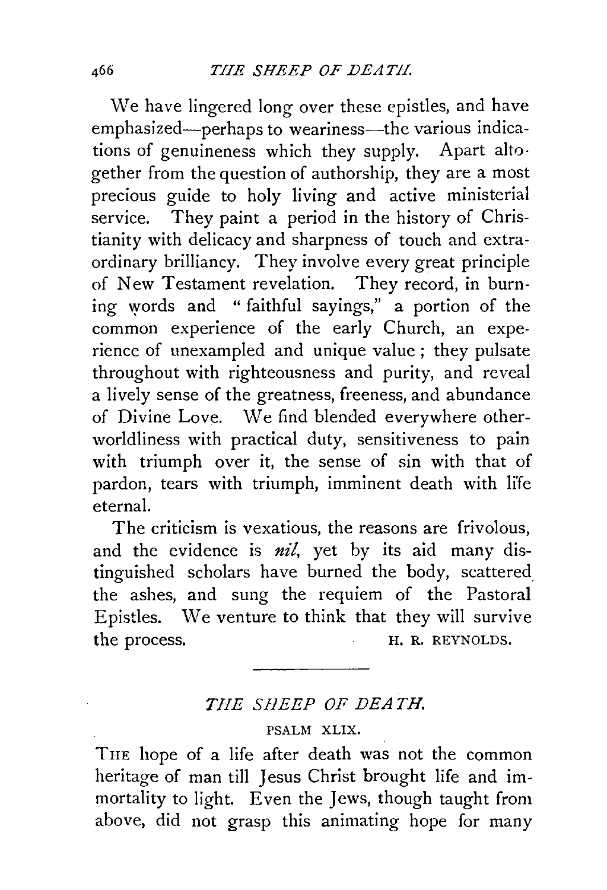We have lingered long over these epistles, and have emphasized—perhaps to weariness—the various indications of genuineness which they supply. Apart altogether from the question of authorship, they are a most precious guide to holy living and active ministerial service. They paint a period in the history of Christianity with delicacy and sharpness of touch and extraordinary brilliancy. They involve every great principle of New Testament revelation. They record, in burning words and "faithful sayings," a portion of the common experience of the early Church, an experience of unexampled and unique value; they pulsate throughout with righteousness and purity, and reveal a lively sense of the greatness, freeness, and abundance of Divine Love. We find blended everywhere otherworldliness with practical duty, sensitiveness to pain with triumph over it, the sense of sin with that of pardon, tears with triumph, imminent death with life eternal.

The criticism is vexatious, the reasons are frivolous, and the evidence is *nil*, yet by its aid many distinguished scholars have burned the body, scattered the ashes, and sung the requiem of the Pastoral Epistles. We venture to think that they will survive the process.

H. R. REYNOLDS.

---

## *THE SHEEP OF DEATH.*

### PSALM XLIX.

THE hope of a life after death was not the common heritage of man till Jesus Christ brought life and immortality to light. Even the Jews, though taught from above, did not grasp this animating hope for many